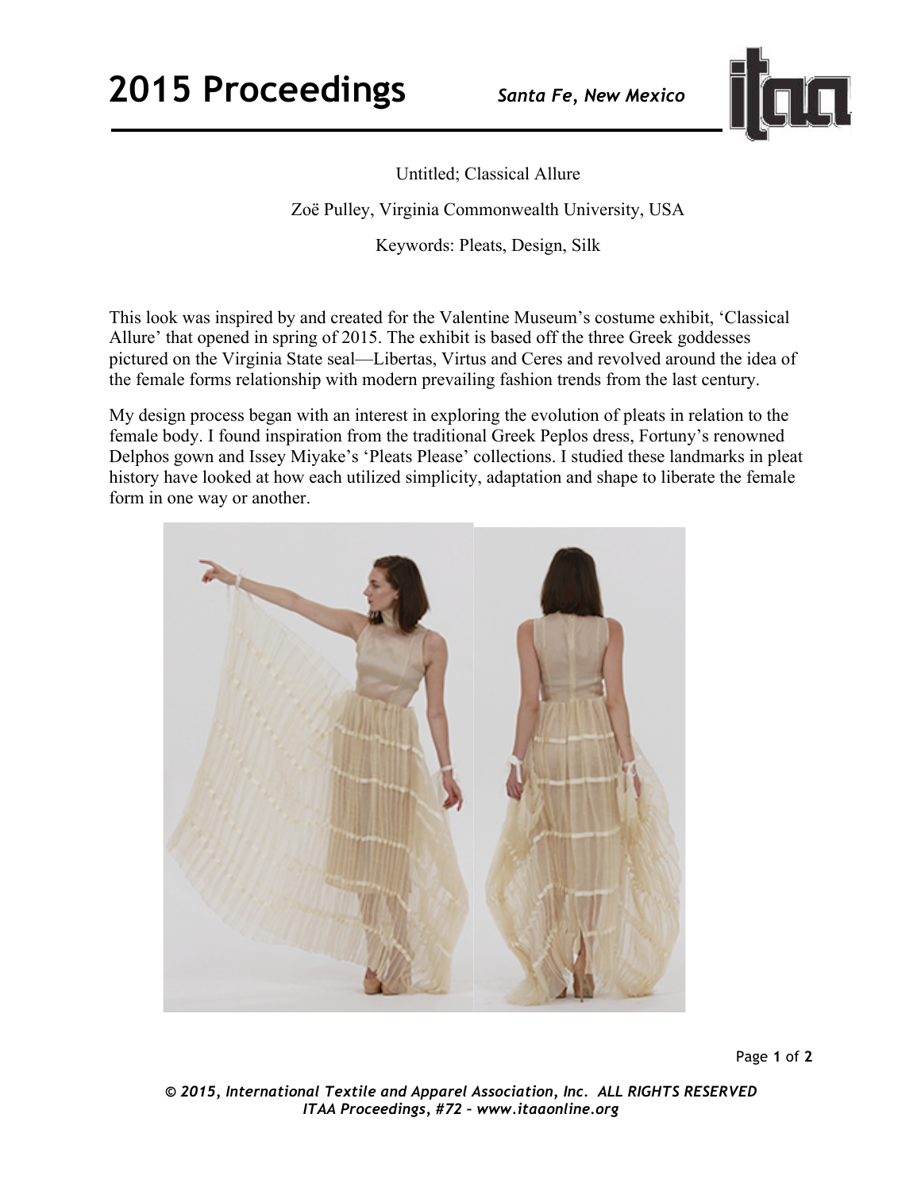Untitled; Classical Allure

Zoë Pulley, Virginia Commonwealth University, USA

Keywords: Pleats, Design, Silk

This look was inspired by and created for the Valentine Museum's costume exhibit, 'Classical Allure' that opened in spring of 2015. The exhibit is based off the three Greek goddesses pictured on the Virginia State seal—Libertas, Virtus and Ceres and revolved around the idea of the female forms relationship with modern prevailing fashion trends from the last century.

My design process began with an interest in exploring the evolution of pleats in relation to the female body. I found inspiration from the traditional Greek Peplos dress, Fortuny's renowned Delphos gown and Issey Miyake's 'Pleats Please' collections. I studied these landmarks in pleat history have looked at how each utilized simplicity, adaptation and shape to liberate the female form in one way or another.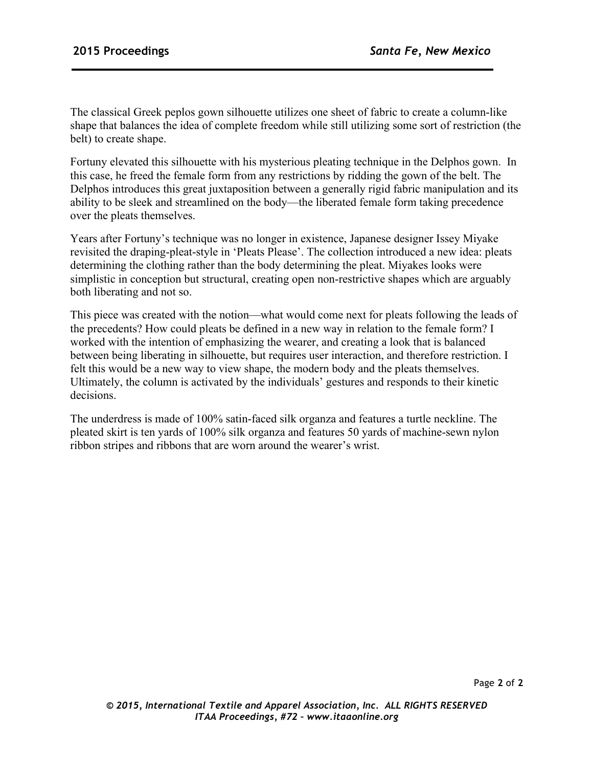The classical Greek peplos gown silhouette utilizes one sheet of fabric to create a column-like shape that balances the idea of complete freedom while still utilizing some sort of restriction (the belt) to create shape.

Fortuny elevated this silhouette with his mysterious pleating technique in the Delphos gown. In this case, he freed the female form from any restrictions by ridding the gown of the belt. The Delphos introduces this great juxtaposition between a generally rigid fabric manipulation and its ability to be sleek and streamlined on the body—the liberated female form taking precedence over the pleats themselves.

Years after Fortuny's technique was no longer in existence, Japanese designer Issey Miyake revisited the draping-pleat-style in 'Pleats Please'. The collection introduced a new idea: pleats determining the clothing rather than the body determining the pleat. Miyakes looks were simplistic in conception but structural, creating open non-restrictive shapes which are arguably both liberating and not so.

This piece was created with the notion—what would come next for pleats following the leads of the precedents? How could pleats be defined in a new way in relation to the female form? I worked with the intention of emphasizing the wearer, and creating a look that is balanced between being liberating in silhouette, but requires user interaction, and therefore restriction. I felt this would be a new way to view shape, the modern body and the pleats themselves. Ultimately, the column is activated by the individuals' gestures and responds to their kinetic decisions.

The underdress is made of 100% satin-faced silk organza and features a turtle neckline. The pleated skirt is ten yards of 100% silk organza and features 50 yards of machine-sewn nylon ribbon stripes and ribbons that are worn around the wearer's wrist.